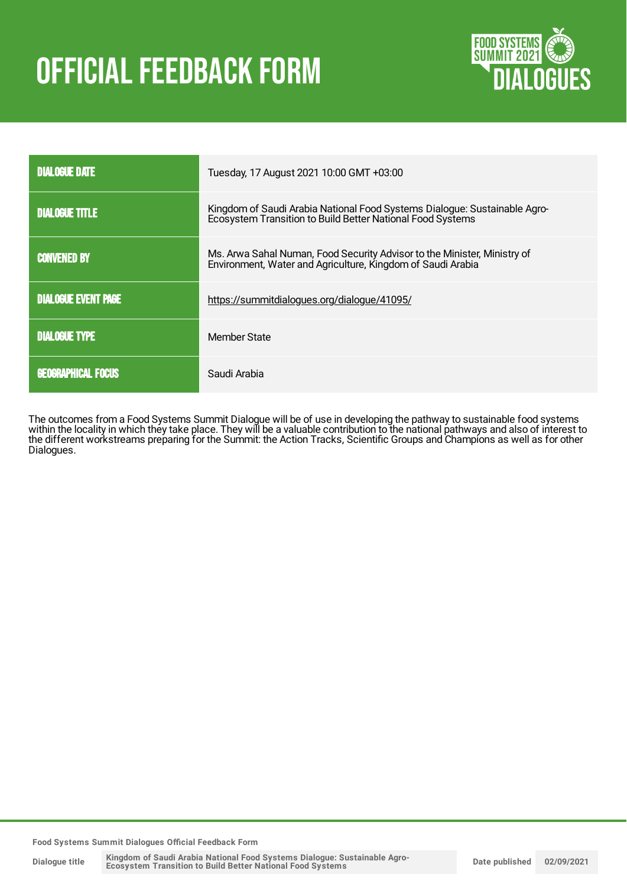# OFFICIAL FEEDBACK FORM

| | |
|---|---|
| DIALOGUE DATE | Tuesday, 17 August 2021 10:00 GMT +03:00 |
| DIALOGUE TITLE | Kingdom of Saudi Arabia National Food Systems Dialogue: Sustainable Agro-Ecosystem Transition to Build Better National Food Systems |
| CONVENED BY | Ms. Arwa Sahal Numan, Food Security Advisor to the Minister, Ministry of Environment, Water and Agriculture, Kingdom of Saudi Arabia |
| DIALOGUE EVENT PAGE | https://summitdialogues.org/dialogue/41095/ |
| DIALOGUE TYPE | Member State |
| GEOGRAPHICAL FOCUS | Saudi Arabia |

The outcomes from a Food Systems Summit Dialogue will be of use in developing the pathway to sustainable food systems within the locality in which they take place. They will be a valuable contribution to the national pathways and also of interest to the different workstreams preparing for the Summit: the Action Tracks, Scientific Groups and Champions as well as for other Dialogues.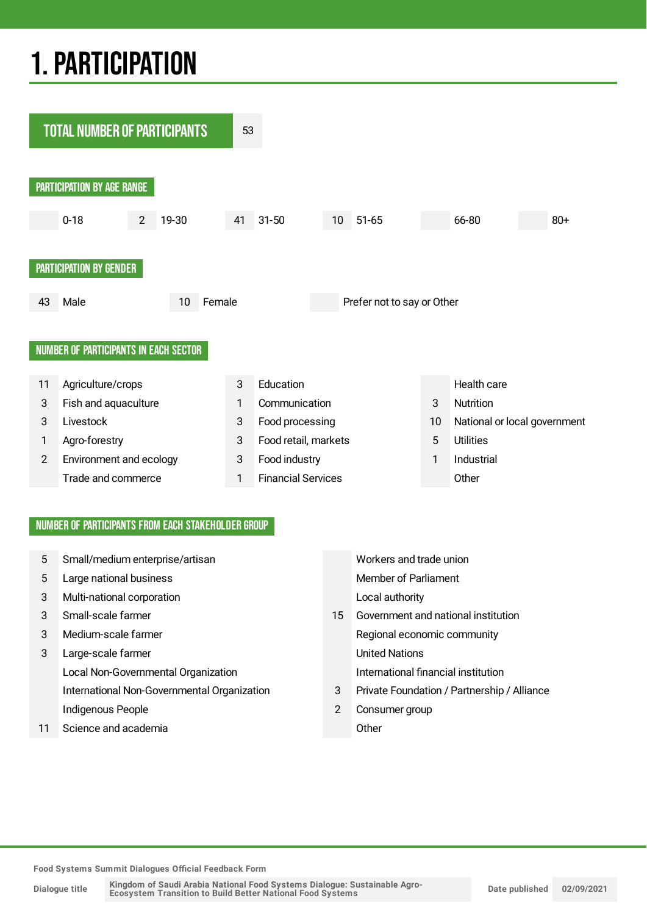# 1. PARTICIPATION

| TOTAL NUMBER OF PARTICIPANTS | 53 |
|---|---|

## PARTICIPATION BY AGE RANGE

| | | | | | | | | | | | |
|---|---|---|---|---|---|---|---|---|---|---|---|
| | 0-18 | 2 | 19-30 | 41 | 31-50 | 10 | 51-65 | | 66-80 | | 80+ |

## PARTICIPATION BY GENDER

| | | | | | |
|---|---|---|---|---|---|
| 43 | Male | 10 | Female | | Prefer not to say or Other |

## NUMBER OF PARTICIPANTS IN EACH SECTOR

| | | | | | |
|---|---|---|---|---|---|
| 11 | Agriculture/crops | 3 | Education | | Health care |
| 3 | Fish and aquaculture | 1 | Communication | 3 | Nutrition |
| 3 | Livestock | 3 | Food processing | 10 | National or local government |
| 1 | Agro-forestry | 3 | Food retail, markets | 5 | Utilities |
| 2 | Environment and ecology | 3 | Food industry | 1 | Industrial |
| | Trade and commerce | 1 | Financial Services | | Other |

## NUMBER OF PARTICIPANTS FROM EACH STAKEHOLDER GROUP

| | | | |
|---|---|---|---|
| 5 | Small/medium enterprise/artisan | | Workers and trade union |
| 5 | Large national business | | Member of Parliament |
| 3 | Multi-national corporation | | Local authority |
| 3 | Small-scale farmer | 15 | Government and national institution |
| 3 | Medium-scale farmer | | Regional economic community |
| 3 | Large-scale farmer | | United Nations |
| | Local Non-Governmental Organization | | International financial institution |
| | International Non-Governmental Organization | 3 | Private Foundation / Partnership / Alliance |
| | Indigenous People | 2 | Consumer group |
| 11 | Science and academia | | Other |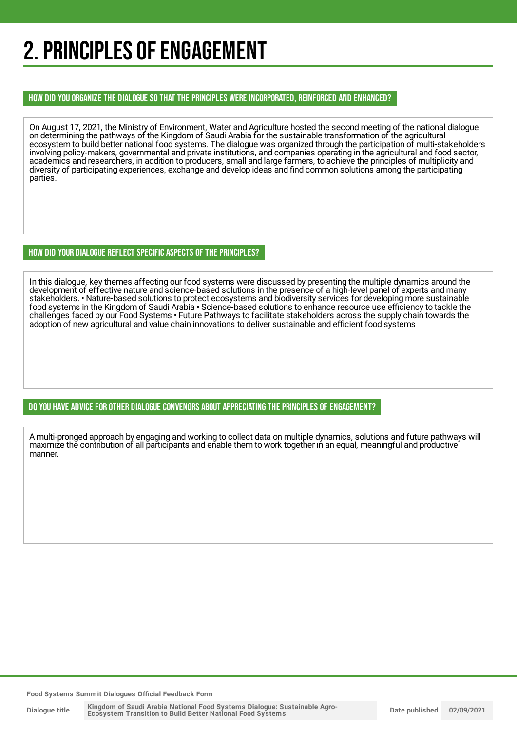# 2. PRINCIPLES OF ENGAGEMENT

## HOW DID YOU ORGANIZE THE DIALOGUE SO THAT THE PRINCIPLES WERE INCORPORATED, REINFORCED AND ENHANCED?

On August 17, 2021, the Ministry of Environment, Water and Agriculture hosted the second meeting of the national dialogue on determining the pathways of the Kingdom of Saudi Arabia for the sustainable transformation of the agricultural ecosystem to build better national food systems. The dialogue was organized through the participation of multi-stakeholders involving policy-makers, governmental and private institutions, and companies operating in the agricultural and food sector, academics and researchers, in addition to producers, small and large farmers, to achieve the principles of multiplicity and diversity of participating experiences, exchange and develop ideas and find common solutions among the participating parties.

## HOW DID YOUR DIALOGUE REFLECT SPECIFIC ASPECTS OF THE PRINCIPLES?

In this dialogue, key themes affecting our food systems were discussed by presenting the multiple dynamics around the development of effective nature and science-based solutions in the presence of a high-level panel of experts and many stakeholders. • Nature-based solutions to protect ecosystems and biodiversity services for developing more sustainable food systems in the Kingdom of Saudi Arabia • Science-based solutions to enhance resource use efficiency to tackle the challenges faced by our Food Systems • Future Pathways to facilitate stakeholders across the supply chain towards the adoption of new agricultural and value chain innovations to deliver sustainable and efficient food systems

## DO YOU HAVE ADVICE FOR OTHER DIALOGUE CONVENORS ABOUT APPRECIATING THE PRINCIPLES OF ENGAGEMENT?

A multi-pronged approach by engaging and working to collect data on multiple dynamics, solutions and future pathways will maximize the contribution of all participants and enable them to work together in an equal, meaningful and productive manner.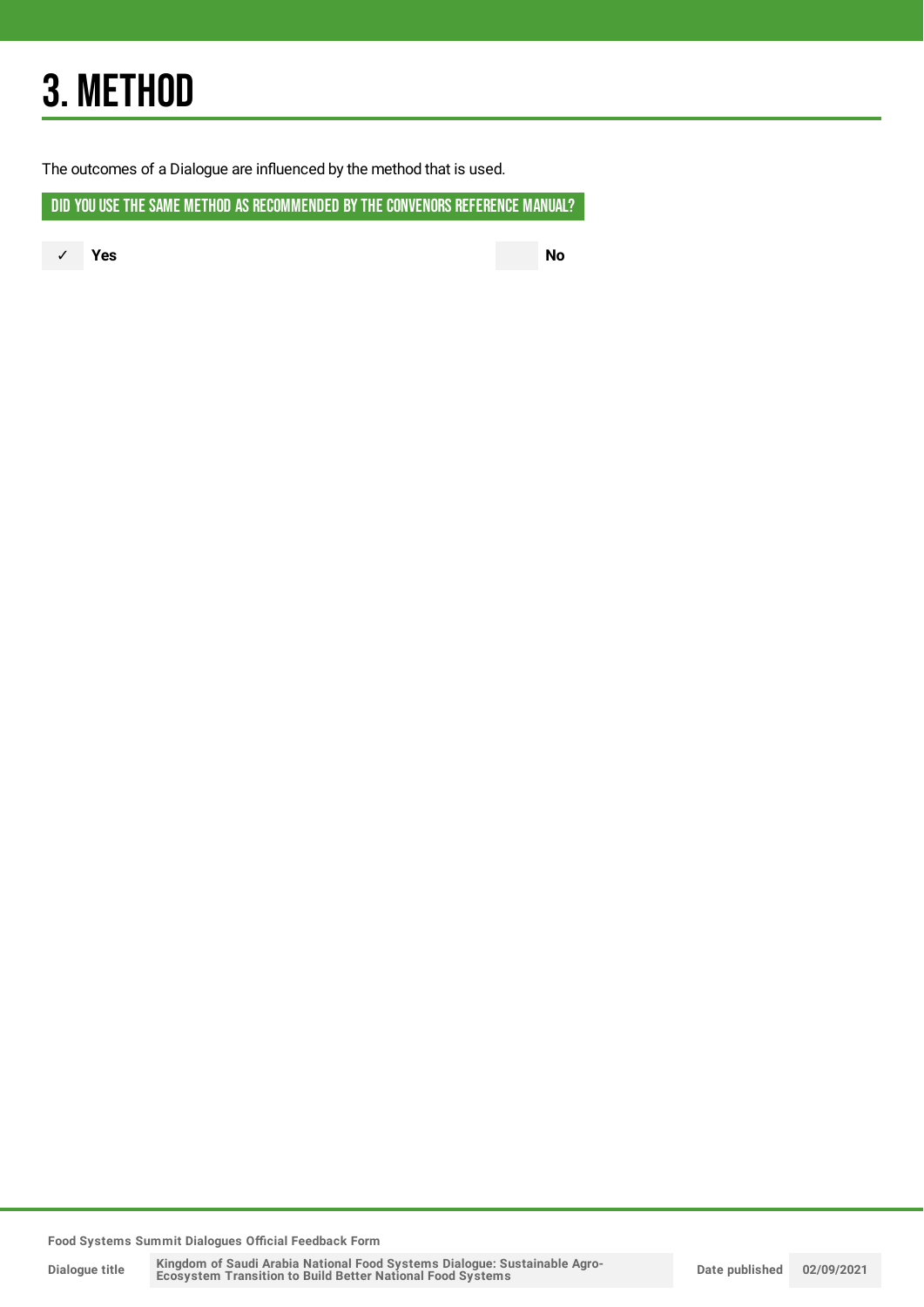# 3. METHOD

The outcomes of a Dialogue are influenced by the method that is used.

## DID YOU USE THE SAME METHOD AS RECOMMENDED BY THE CONVENORS REFERENCE MANUAL?

✓ **Yes**

**No**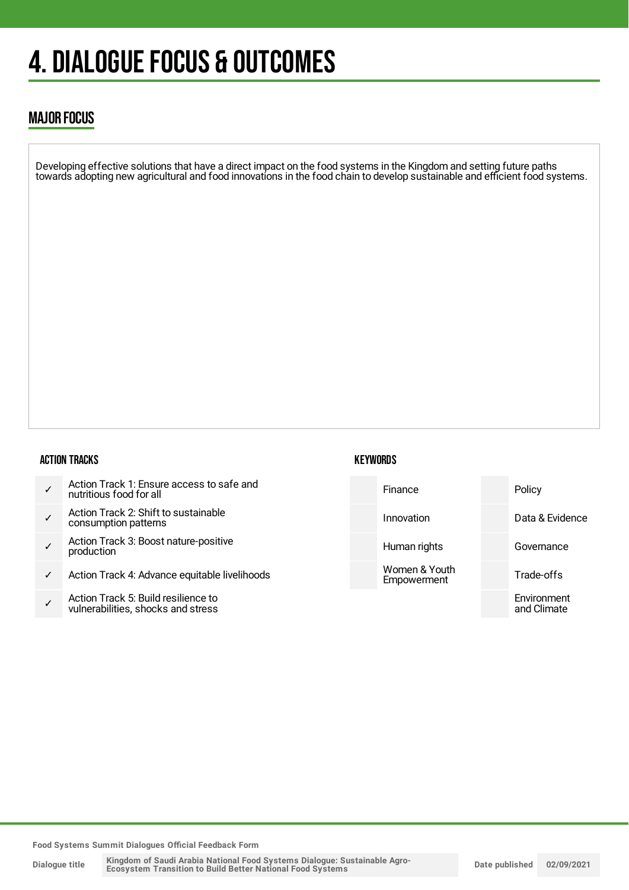# 4. DIALOGUE FOCUS & OUTCOMES

## MAJOR FOCUS

Developing effective solutions that have a direct impact on the food systems in the Kingdom and setting future paths towards adopting new agricultural and food innovations in the food chain to develop sustainable and efficient food systems.

### ACTION TRACKS

| | |
|---|---|
| ✓ | Action Track 1: Ensure access to safe and nutritious food for all |
| ✓ | Action Track 2: Shift to sustainable consumption patterns |
| ✓ | Action Track 3: Boost nature-positive production |
| ✓ | Action Track 4: Advance equitable livelihoods |
| ✓ | Action Track 5: Build resilience to vulnerabilities, shocks and stress |

### KEYWORDS

| | | | |
|---|---|---|---|
| | Finance | | Policy |
| | Innovation | | Data & Evidence |
| | Human rights | | Governance |
| | Women & Youth Empowerment | | Trade-offs |
| | | | Environment and Climate |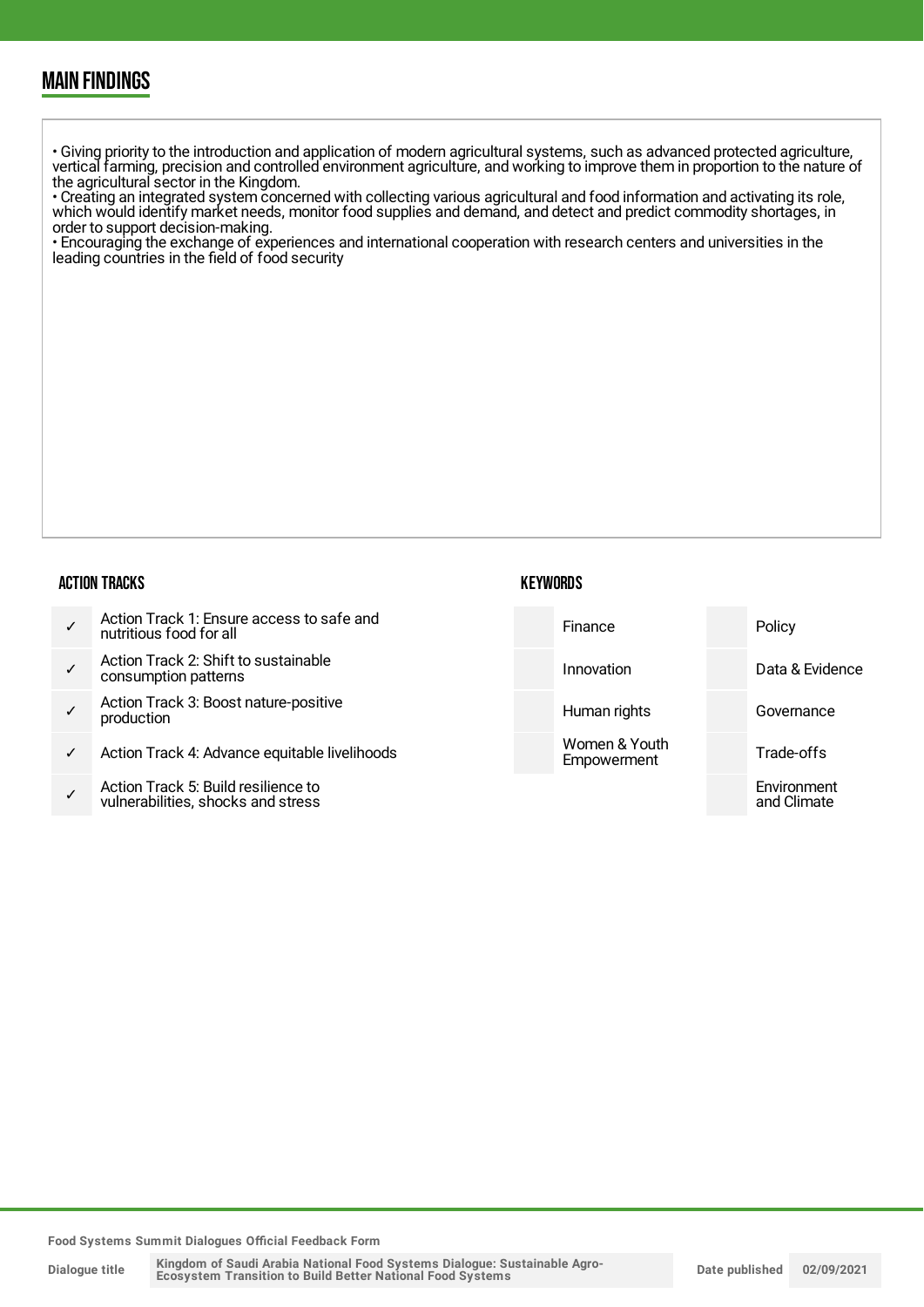## MAIN FINDINGS

• Giving priority to the introduction and application of modern agricultural systems, such as advanced protected agriculture, vertical farming, precision and controlled environment agriculture, and working to improve them in proportion to the nature of the agricultural sector in the Kingdom.
• Creating an integrated system concerned with collecting various agricultural and food information and activating its role, which would identify market needs, monitor food supplies and demand, and detect and predict commodity shortages, in order to support decision-making.
• Encouraging the exchange of experiences and international cooperation with research centers and universities in the leading countries in the field of food security

### ACTION TRACKS

| | |
|---|---|
| ✓ | Action Track 1: Ensure access to safe and nutritious food for all |
| ✓ | Action Track 2: Shift to sustainable consumption patterns |
| ✓ | Action Track 3: Boost nature-positive production |
| ✓ | Action Track 4: Advance equitable livelihoods |
| ✓ | Action Track 5: Build resilience to vulnerabilities, shocks and stress |

### KEYWORDS

| | | | |
|---|---|---|---|
| | Finance | | Policy |
| | Innovation | | Data & Evidence |
| | Human rights | | Governance |
| | Women & Youth Empowerment | | Trade-offs |
| | | | Environment and Climate |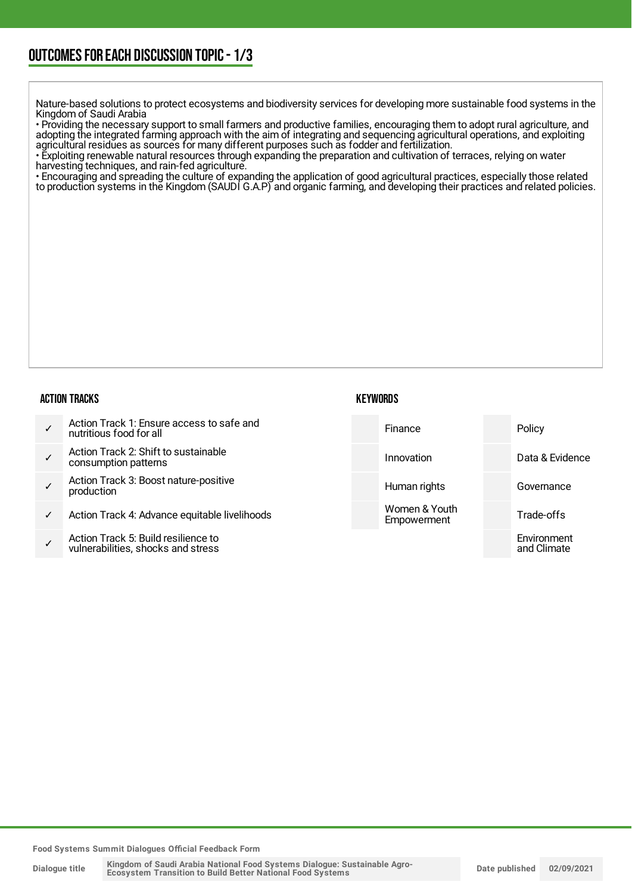## OUTCOMES FOR EACH DISCUSSION TOPIC - 1/3

Nature-based solutions to protect ecosystems and biodiversity services for developing more sustainable food systems in the Kingdom of Saudi Arabia

• Providing the necessary support to small farmers and productive families, encouraging them to adopt rural agriculture, and adopting the integrated farming approach with the aim of integrating and sequencing agricultural operations, and exploiting agricultural residues as sources for many different purposes such as fodder and fertilization.
• Exploiting renewable natural resources through expanding the preparation and cultivation of terraces, relying on water harvesting techniques, and rain-fed agriculture.
• Encouraging and spreading the culture of expanding the application of good agricultural practices, especially those related to production systems in the Kingdom (SAUDI G.A.P) and organic farming, and developing their practices and related policies.

### ACTION TRACKS

| | |
|---|---|
| ✓ | Action Track 1: Ensure access to safe and nutritious food for all |
| ✓ | Action Track 2: Shift to sustainable consumption patterns |
| ✓ | Action Track 3: Boost nature-positive production |
| ✓ | Action Track 4: Advance equitable livelihoods |
| ✓ | Action Track 5: Build resilience to vulnerabilities, shocks and stress |

### KEYWORDS

| | | | |
|---|---|---|---|
| | Finance | | Policy |
| | Innovation | | Data & Evidence |
| | Human rights | | Governance |
| | Women & Youth Empowerment | | Trade-offs |
| | | | Environment and Climate |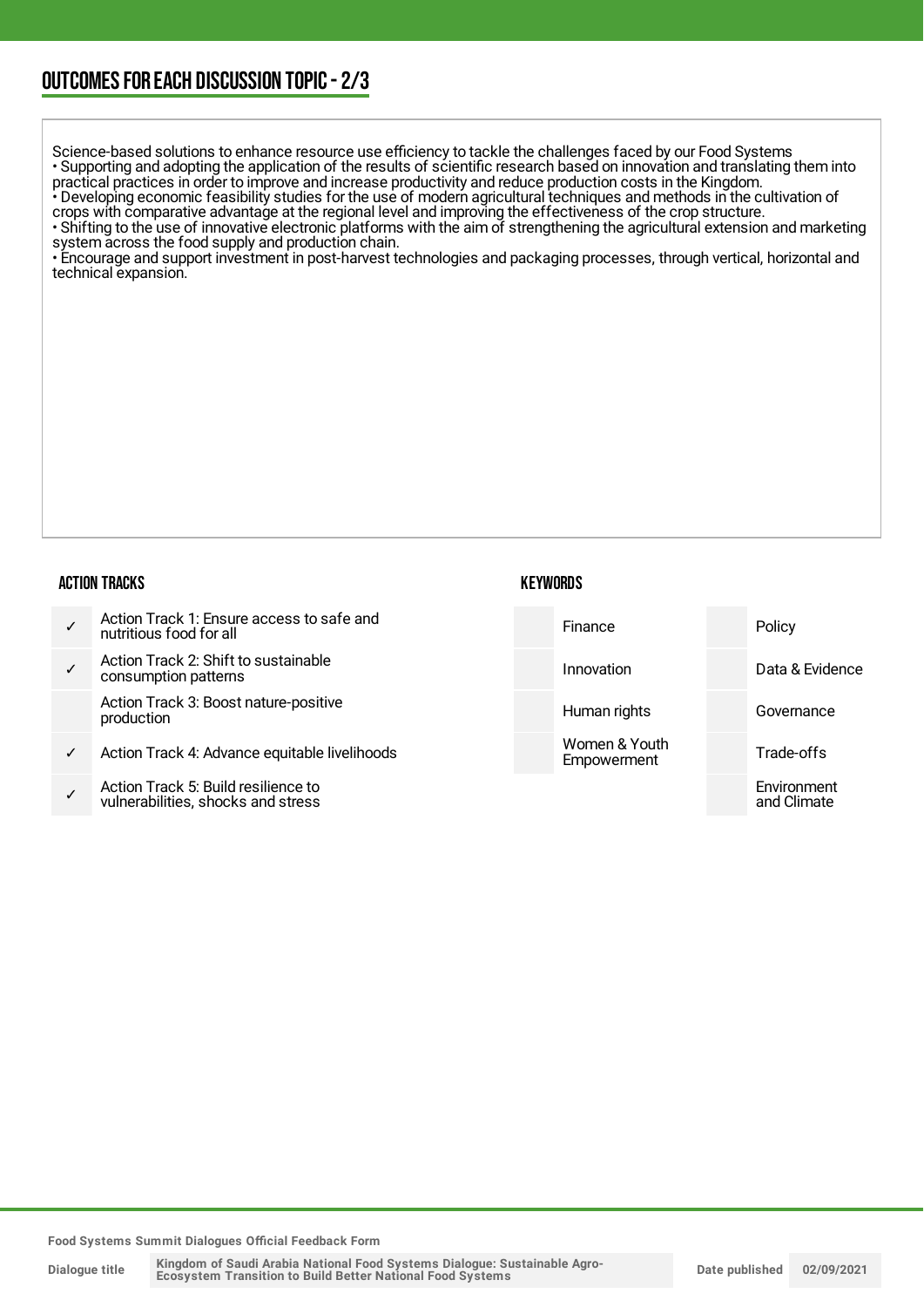## OUTCOMES FOR EACH DISCUSSION TOPIC - 2/3

Science-based solutions to enhance resource use efficiency to tackle the challenges faced by our Food Systems

• Supporting and adopting the application of the results of scientific research based on innovation and translating them into practical practices in order to improve and increase productivity and reduce production costs in the Kingdom.
• Developing economic feasibility studies for the use of modern agricultural techniques and methods in the cultivation of crops with comparative advantage at the regional level and improving the effectiveness of the crop structure.
• Shifting to the use of innovative electronic platforms with the aim of strengthening the agricultural extension and marketing system across the food supply and production chain.
• Encourage and support investment in post-harvest technologies and packaging processes, through vertical, horizontal and technical expansion.

### ACTION TRACKS

| | |
|---|---|
| ✓ | Action Track 1: Ensure access to safe and nutritious food for all |
| ✓ | Action Track 2: Shift to sustainable consumption patterns |
| | Action Track 3: Boost nature-positive production |
| ✓ | Action Track 4: Advance equitable livelihoods |
| ✓ | Action Track 5: Build resilience to vulnerabilities, shocks and stress |

### KEYWORDS

| | | | |
|---|---|---|---|
| | Finance | | Policy |
| | Innovation | | Data & Evidence |
| | Human rights | | Governance |
| | Women & Youth Empowerment | | Trade-offs |
| | | | Environment and Climate |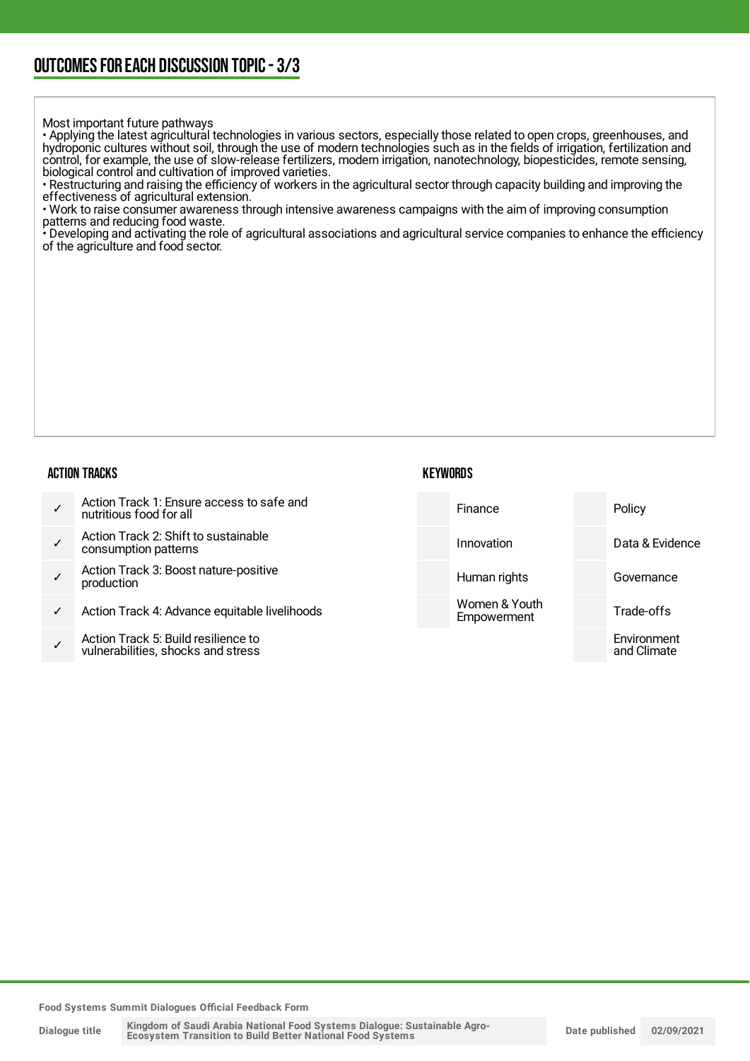## OUTCOMES FOR EACH DISCUSSION TOPIC - 3/3

Most important future pathways

• Applying the latest agricultural technologies in various sectors, especially those related to open crops, greenhouses, and hydroponic cultures without soil, through the use of modern technologies such as in the fields of irrigation, fertilization and control, for example, the use of slow-release fertilizers, modern irrigation, nanotechnology, biopesticides, remote sensing, biological control and cultivation of improved varieties.

• Restructuring and raising the efficiency of workers in the agricultural sector through capacity building and improving the effectiveness of agricultural extension.

• Work to raise consumer awareness through intensive awareness campaigns with the aim of improving consumption patterns and reducing food waste.

• Developing and activating the role of agricultural associations and agricultural service companies to enhance the efficiency of the agriculture and food sector.

### ACTION TRACKS

| | |
|---|---|
| ✓ | Action Track 1: Ensure access to safe and nutritious food for all |
| ✓ | Action Track 2: Shift to sustainable consumption patterns |
| ✓ | Action Track 3: Boost nature-positive production |
| ✓ | Action Track 4: Advance equitable livelihoods |
| ✓ | Action Track 5: Build resilience to vulnerabilities, shocks and stress |

### KEYWORDS

| | | | |
|---|---|---|---|
| | Finance | | Policy |
| | Innovation | | Data & Evidence |
| | Human rights | | Governance |
| | Women & Youth Empowerment | | Trade-offs |
| | | | Environment and Climate |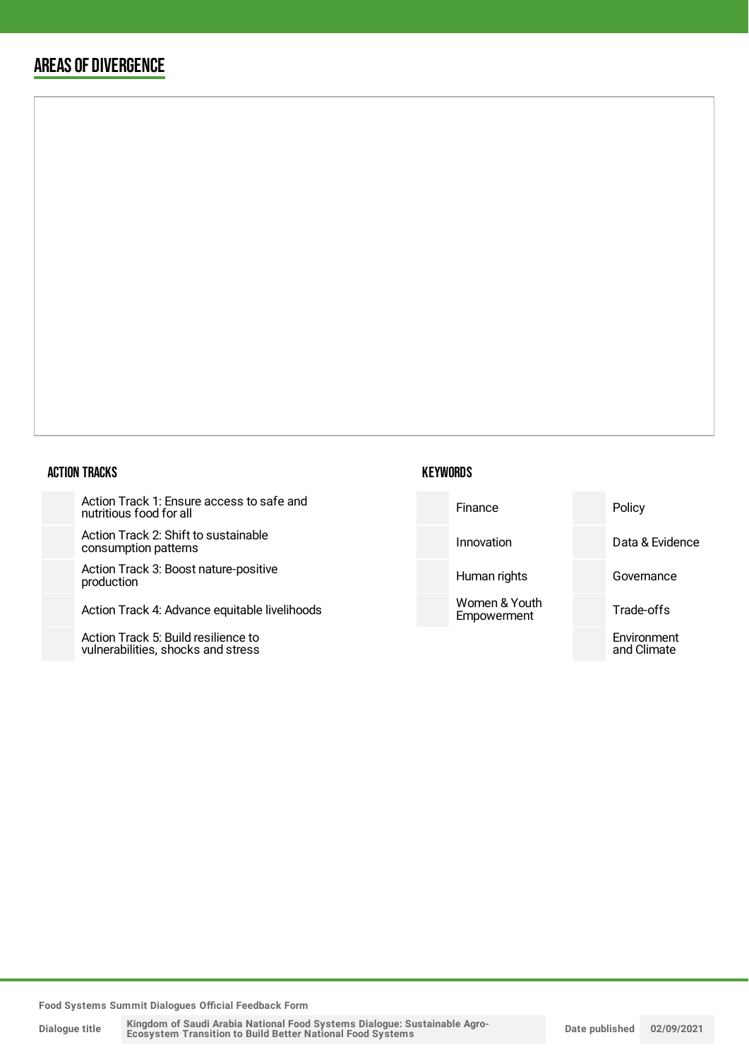## AREAS OF DIVERGENCE

### ACTION TRACKS

- Action Track 1: Ensure access to safe and nutritious food for all
- Action Track 2: Shift to sustainable consumption patterns
- Action Track 3: Boost nature-positive production
- Action Track 4: Advance equitable livelihoods
- Action Track 5: Build resilience to vulnerabilities, shocks and stress

### KEYWORDS

| | |
|---|---|
| Finance | Policy |
| Innovation | Data & Evidence |
| Human rights | Governance |
| Women & Youth Empowerment | Trade-offs |
| | Environment and Climate |

Food Systems Summit Dialogues Official Feedback Form

Dialogue title: Kingdom of Saudi Arabia National Food Systems Dialogue: Sustainable Agro-Ecosystem Transition to Build Better National Food Systems

Date published: 02/09/2021